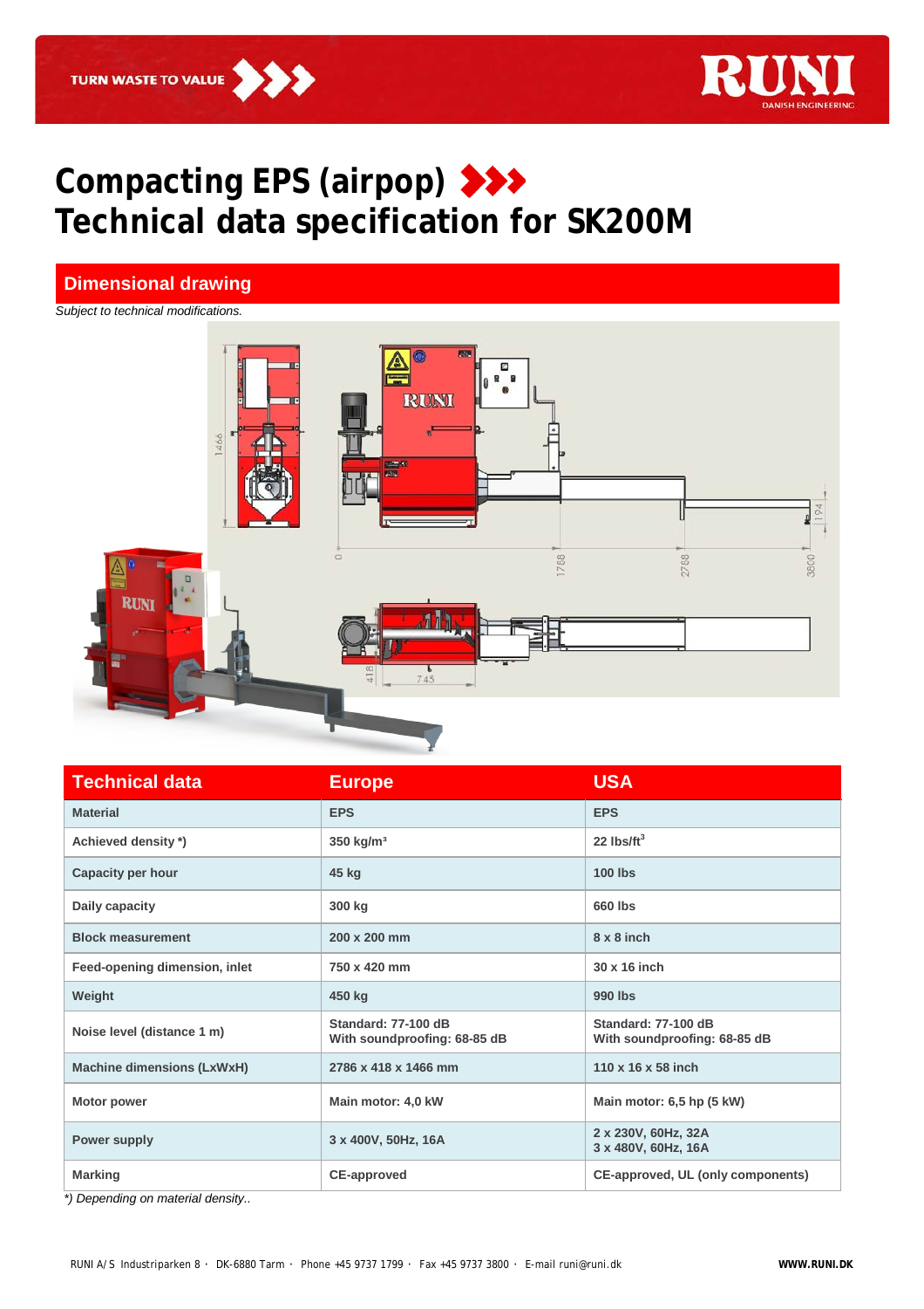# Compacting EPS (airpop)
# Technical data specification for SK200M

## Dimensional drawing

*Subject to technical modifications.*

| Technical data | Europe | USA |
|---|---|---|
| Material | EPS | EPS |
| Achieved density *) | 350 kg/m³ | 22 lbs/ft³ |
| Capacity per hour | 45 kg | 100 lbs |
| Daily capacity | 300 kg | 660 lbs |
| Block measurement | 200 x 200 mm | 8 x 8 inch |
| Feed-opening dimension, inlet | 750 x 420 mm | 30 x 16 inch |
| Weight | 450 kg | 990 lbs |
| Noise level (distance 1 m) | Standard: 77-100 dB<br>With soundproofing: 68-85 dB | Standard: 77-100 dB<br>With soundproofing: 68-85 dB |
| Machine dimensions (LxWxH) | 2786 x 418 x 1466 mm | 110 x 16 x 58 inch |
| Motor power | Main motor: 4,0 kW | Main motor: 6,5 hp (5 kW) |
| Power supply | 3 x 400V, 50Hz, 16A | 2 x 230V, 60Hz, 32A<br>3 x 480V, 60Hz, 16A |
| Marking | CE-approved | CE-approved, UL (only components) |

*\*) Depending on material density..*

RUNI A/S Industriparken 8 · DK-6880 Tarm · Phone +45 9737 1799 · Fax +45 9737 3800 · E-mail runi@runi.dk **WWW.RUNI.DK**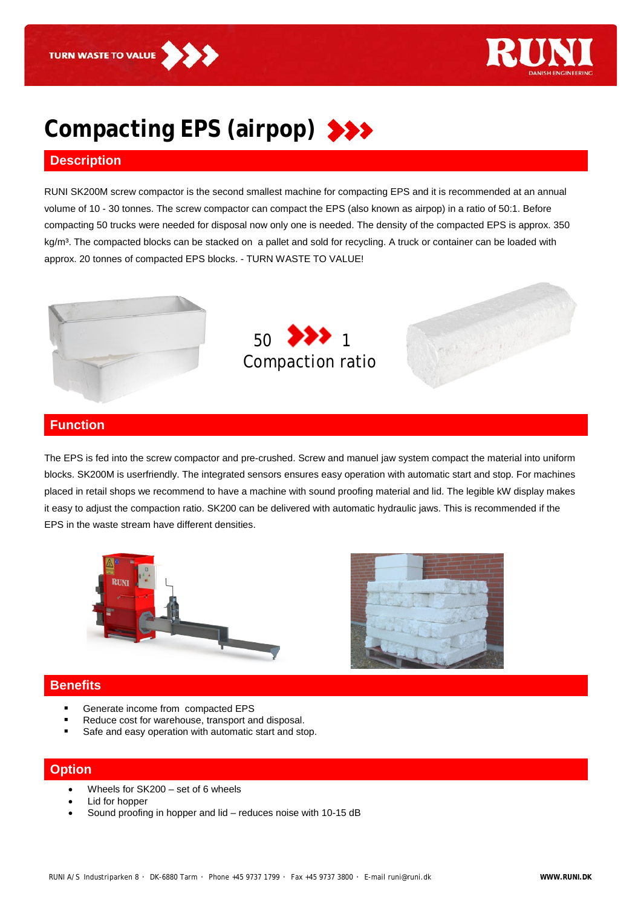# Compacting EPS (airpop)

## Description

RUNI SK200M screw compactor is the second smallest machine for compacting EPS and it is recommended at an annual volume of 10 - 30 tonnes. The screw compactor can compact the EPS (also known as airpop) in a ratio of 50:1. Before compacting 50 trucks were needed for disposal now only one is needed. The density of the compacted EPS is approx. 350 kg/m³. The compacted blocks can be stacked on  a pallet and sold for recycling. A truck or container can be loaded with approx. 20 tonnes of compacted EPS blocks. - TURN WASTE TO VALUE!

50 1
Compaction ratio

## Function

The EPS is fed into the screw compactor and pre-crushed. Screw and manuel jaw system compact the material into uniform blocks. SK200M is userfriendly. The integrated sensors ensures easy operation with automatic start and stop. For machines placed in retail shops we recommend to have a machine with sound proofing material and lid. The legible kW display makes it easy to adjust the compaction ratio. SK200 can be delivered with automatic hydraulic jaws. This is recommended if the EPS in the waste stream have different densities.

## Benefits

- Generate income from  compacted EPS
- Reduce cost for warehouse, transport and disposal.
- Safe and easy operation with automatic start and stop.

## Option

- Wheels for SK200 – set of 6 wheels
- Lid for hopper
- Sound proofing in hopper and lid – reduces noise with 10-15 dB

RUNI A/S Industriparken 8 · DK-6880 Tarm · Phone +45 9737 1799 · Fax +45 9737 3800 · E-mail runi@runi.dk

**WWW.RUNI.DK**